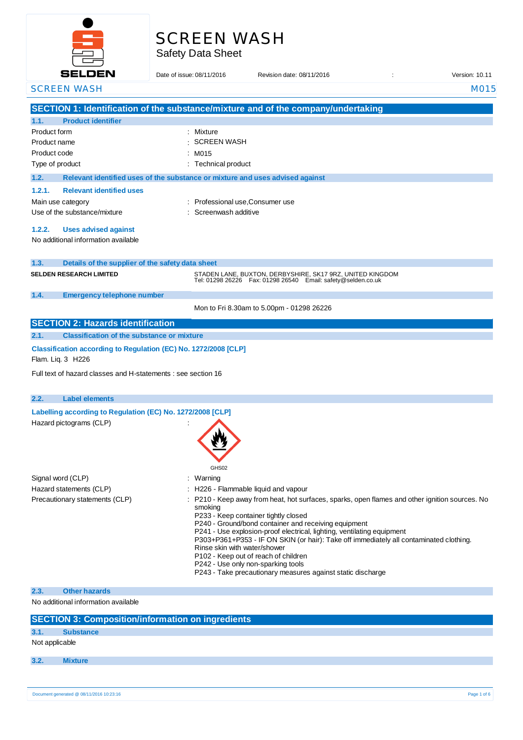# SCREEN WASH

Safety Data Sheet

Date of issue: 08/11/2016 Revision date: 08/11/2016 : Version: 10.11

SCREEN WASH M015

## SECTION 1: Identification of the substance/mixture and of the company/undertaking

### 1.1. Product identifier

| | |
|---|---|
| Product form | : Mixture |
| Product name | : SCREEN WASH |
| Product code | : M015 |
| Type of product | : Technical product |

### 1.2. Relevant identified uses of the substance or mixture and uses advised against

#### 1.2.1. Relevant identified uses

| | |
|---|---|
| Main use category | : Professional use,Consumer use |
| Use of the substance/mixture | : Screenwash additive |

#### 1.2.2. Uses advised against

No additional information available

### 1.3. Details of the supplier of the safety data sheet

**SELDEN RESEARCH LIMITED**

STADEN LANE, BUXTON, DERBYSHIRE, SK17 9RZ, UNITED KINGDOM
Tel: 01298 26226 Fax: 01298 26540 Email: safety@selden.co.uk

### 1.4. Emergency telephone number

Mon to Fri 8.30am to 5.00pm - 01298 26226

## SECTION 2: Hazards identification

### 2.1. Classification of the substance or mixture

**Classification according to Regulation (EC) No. 1272/2008 [CLP]**

Flam. Liq. 3 H226

Full text of hazard classes and H-statements : see section 16

### 2.2. Label elements

**Labelling according to Regulation (EC) No. 1272/2008 [CLP]**

Hazard pictograms (CLP) :

GHS02

Signal word (CLP) : Warning

Hazard statements (CLP) : H226 - Flammable liquid and vapour

Precautionary statements (CLP) :
P210 - Keep away from heat, hot surfaces, sparks, open flames and other ignition sources. No smoking
P233 - Keep container tightly closed
P240 - Ground/bond container and receiving equipment
P241 - Use explosion-proof electrical, lighting, ventilating equipment
P303+P361+P353 - IF ON SKIN (or hair): Take off immediately all contaminated clothing. Rinse skin with water/shower
P102 - Keep out of reach of children
P242 - Use only non-sparking tools
P243 - Take precautionary measures against static discharge

### 2.3. Other hazards

No additional information available

## SECTION 3: Composition/information on ingredients

### 3.1. Substance

Not applicable

### 3.2. Mixture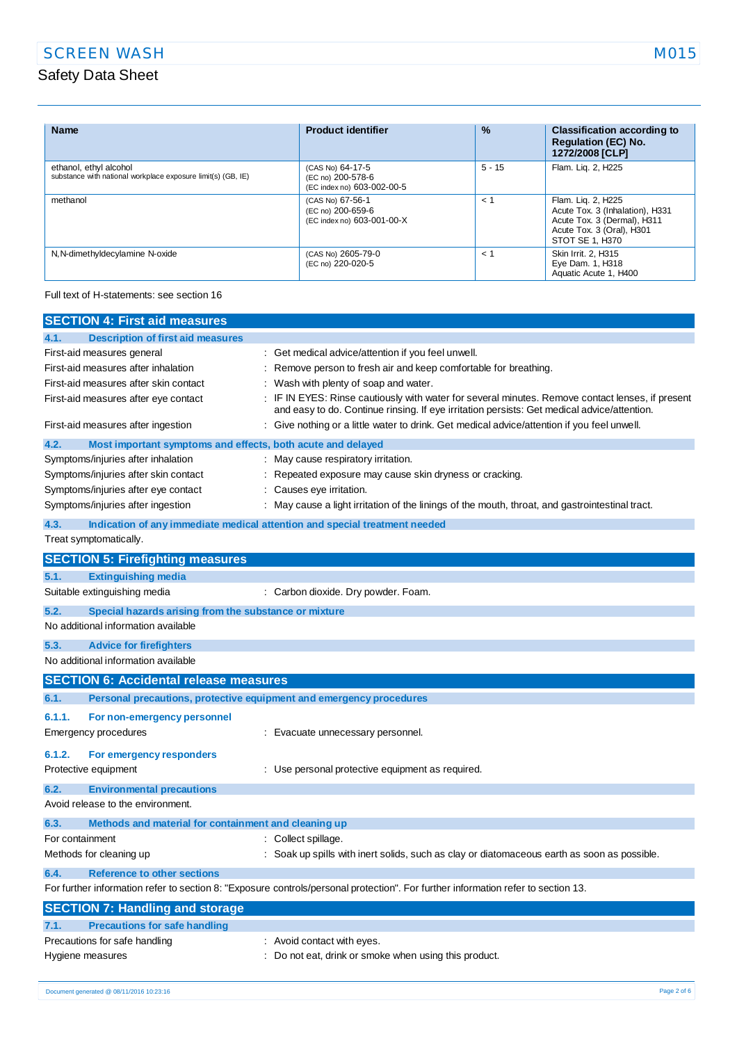| Name | Product identifier | % | Classification according to Regulation (EC) No. 1272/2008 [CLP] |
|---|---|---|---|
| ethanol, ethyl alcohol<br>substance with national workplace exposure limit(s) (GB, IE) | (CAS No) 64-17-5<br>(EC no) 200-578-6<br>(EC index no) 603-002-00-5 | 5 - 15 | Flam. Liq. 2, H225 |
| methanol | (CAS No) 67-56-1<br>(EC no) 200-659-6<br>(EC index no) 603-001-00-X | < 1 | Flam. Liq. 2, H225<br>Acute Tox. 3 (Inhalation), H331<br>Acute Tox. 3 (Dermal), H311<br>Acute Tox. 3 (Oral), H301<br>STOT SE 1, H370 |
| N,N-dimethyldecylamine N-oxide | (CAS No) 2605-79-0<br>(EC no) 220-020-5 | < 1 | Skin Irrit. 2, H315<br>Eye Dam. 1, H318<br>Aquatic Acute 1, H400 |

Full text of H-statements: see section 16

## SECTION 4: First aid measures

### 4.1. Description of first aid measures

First-aid measures general : Get medical advice/attention if you feel unwell.

First-aid measures after inhalation : Remove person to fresh air and keep comfortable for breathing.

First-aid measures after skin contact : Wash with plenty of soap and water.

First-aid measures after eye contact : IF IN EYES: Rinse cautiously with water for several minutes. Remove contact lenses, if present and easy to do. Continue rinsing. If eye irritation persists: Get medical advice/attention.

First-aid measures after ingestion : Give nothing or a little water to drink. Get medical advice/attention if you feel unwell.

### 4.2. Most important symptoms and effects, both acute and delayed

Symptoms/injuries after inhalation : May cause respiratory irritation.

Symptoms/injuries after skin contact : Repeated exposure may cause skin dryness or cracking.

Symptoms/injuries after eye contact : Causes eye irritation.

Symptoms/injuries after ingestion : May cause a light irritation of the linings of the mouth, throat, and gastrointestinal tract.

### 4.3. Indication of any immediate medical attention and special treatment needed

Treat symptomatically.

## SECTION 5: Firefighting measures

### 5.1. Extinguishing media

Suitable extinguishing media : Carbon dioxide. Dry powder. Foam.

### 5.2. Special hazards arising from the substance or mixture

No additional information available

### 5.3. Advice for firefighters

No additional information available

## SECTION 6: Accidental release measures

### 6.1. Personal precautions, protective equipment and emergency procedures

#### 6.1.1. For non-emergency personnel

Emergency procedures : Evacuate unnecessary personnel.

#### 6.1.2. For emergency responders

Protective equipment : Use personal protective equipment as required.

### 6.2. Environmental precautions

Avoid release to the environment.

### 6.3. Methods and material for containment and cleaning up

For containment : Collect spillage.

Methods for cleaning up : Soak up spills with inert solids, such as clay or diatomaceous earth as soon as possible.

### 6.4. Reference to other sections

For further information refer to section 8: "Exposure controls/personal protection". For further information refer to section 13.

## SECTION 7: Handling and storage

### 7.1. Precautions for safe handling

Precautions for safe handling : Avoid contact with eyes.

Hygiene measures : Do not eat, drink or smoke when using this product.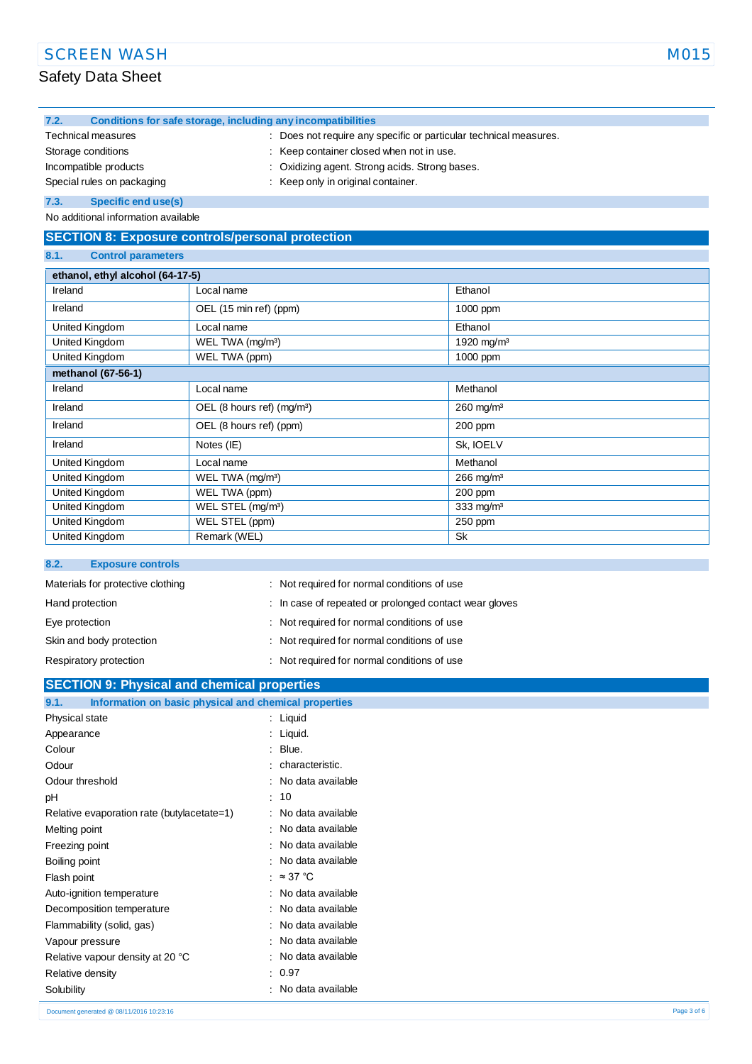### 7.2. Conditions for safe storage, including any incompatibilities

Technical measures : Does not require any specific or particular technical measures.

Storage conditions : Keep container closed when not in use.

Incompatible products : Oxidizing agent. Strong acids. Strong bases.

Special rules on packaging : Keep only in original container.

### 7.3. Specific end use(s)

No additional information available

## SECTION 8: Exposure controls/personal protection

### 8.1. Control parameters

| ethanol, ethyl alcohol (64-17-5) | | |
|---|---|---|
| Ireland | Local name | Ethanol |
| Ireland | OEL (15 min ref) (ppm) | 1000 ppm |
| United Kingdom | Local name | Ethanol |
| United Kingdom | WEL TWA (mg/m³) | 1920 mg/m³ |
| United Kingdom | WEL TWA (ppm) | 1000 ppm |
| **methanol (67-56-1)** | | |
| Ireland | Local name | Methanol |
| Ireland | OEL (8 hours ref) (mg/m³) | 260 mg/m³ |
| Ireland | OEL (8 hours ref) (ppm) | 200 ppm |
| Ireland | Notes (IE) | Sk, IOELV |
| United Kingdom | Local name | Methanol |
| United Kingdom | WEL TWA (mg/m³) | 266 mg/m³ |
| United Kingdom | WEL TWA (ppm) | 200 ppm |
| United Kingdom | WEL STEL (mg/m³) | 333 mg/m³ |
| United Kingdom | WEL STEL (ppm) | 250 ppm |
| United Kingdom | Remark (WEL) | Sk |

### 8.2. Exposure controls

Materials for protective clothing : Not required for normal conditions of use

Hand protection : In case of repeated or prolonged contact wear gloves

Eye protection : Not required for normal conditions of use

Skin and body protection : Not required for normal conditions of use

Respiratory protection : Not required for normal conditions of use

## SECTION 9: Physical and chemical properties

### 9.1. Information on basic physical and chemical properties

Physical state : Liquid

Appearance : Liquid.

Colour : Blue.

Odour : characteristic.

Odour threshold : No data available

pH : 10

Relative evaporation rate (butylacetate=1) : No data available

Melting point : No data available

Freezing point : No data available

Boiling point : No data available

Flash point : ≈ 37 °C

Auto-ignition temperature : No data available

Decomposition temperature : No data available

Flammability (solid, gas) : No data available

Vapour pressure : No data available

Relative vapour density at 20 °C : No data available

Relative density : 0.97

Solubility : No data available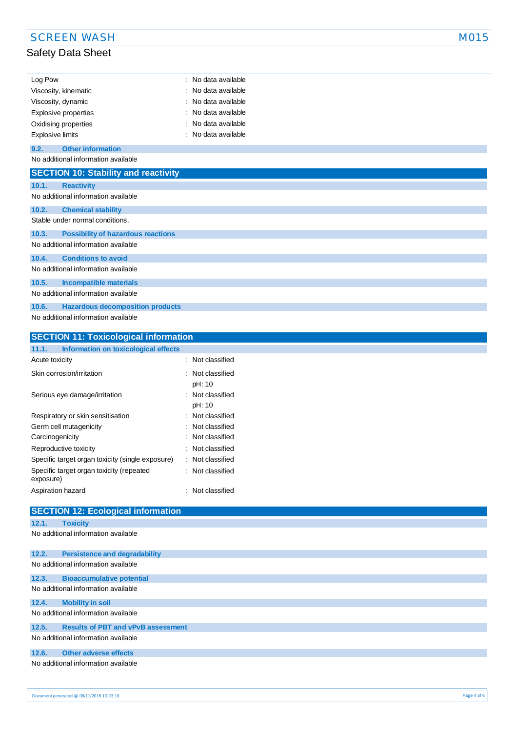| | |
|---|---|
| Log Pow | : No data available |
| Viscosity, kinematic | : No data available |
| Viscosity, dynamic | : No data available |
| Explosive properties | : No data available |
| Oxidising properties | : No data available |
| Explosive limits | : No data available |

### 9.2. Other information

No additional information available

## SECTION 10: Stability and reactivity

### 10.1. Reactivity

No additional information available

### 10.2. Chemical stability

Stable under normal conditions.

### 10.3. Possibility of hazardous reactions

No additional information available

### 10.4. Conditions to avoid

No additional information available

### 10.5. Incompatible materials

No additional information available

### 10.6. Hazardous decomposition products

No additional information available

## SECTION 11: Toxicological information

### 11.1. Information on toxicological effects

| | |
|---|---|
| Acute toxicity | : Not classified |
| Skin corrosion/irritation | : Not classified<br>pH: 10 |
| Serious eye damage/irritation | : Not classified<br>pH: 10 |
| Respiratory or skin sensitisation | : Not classified |
| Germ cell mutagenicity | : Not classified |
| Carcinogenicity | : Not classified |
| Reproductive toxicity | : Not classified |
| Specific target organ toxicity (single exposure) | : Not classified |
| Specific target organ toxicity (repeated exposure) | : Not classified |
| Aspiration hazard | : Not classified |

## SECTION 12: Ecological information

### 12.1. Toxicity

No additional information available

### 12.2. Persistence and degradability

No additional information available

### 12.3. Bioaccumulative potential

No additional information available

### 12.4. Mobility in soil

No additional information available

### 12.5. Results of PBT and vPvB assessment

No additional information available

### 12.6. Other adverse effects

No additional information available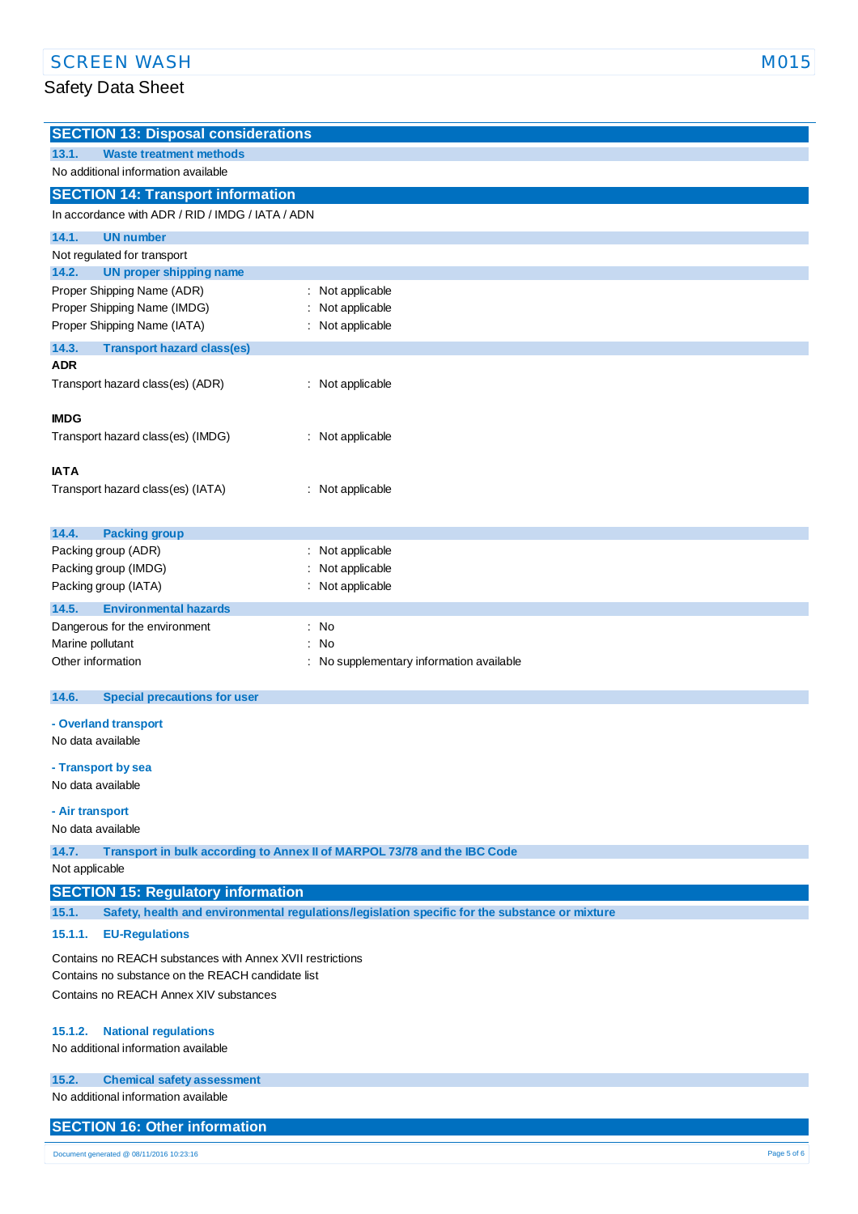## SECTION 13: Disposal considerations

### 13.1. Waste treatment methods

No additional information available

## SECTION 14: Transport information

In accordance with ADR / RID / IMDG / IATA / ADN

### 14.1. UN number

Not regulated for transport

### 14.2. UN proper shipping name

Proper Shipping Name (ADR) : Not applicable
Proper Shipping Name (IMDG) : Not applicable
Proper Shipping Name (IATA) : Not applicable

### 14.3. Transport hazard class(es)

**ADR**

Transport hazard class(es) (ADR) : Not applicable

**IMDG**

Transport hazard class(es) (IMDG) : Not applicable

**IATA**

Transport hazard class(es) (IATA) : Not applicable

### 14.4. Packing group

Packing group (ADR) : Not applicable
Packing group (IMDG) : Not applicable
Packing group (IATA) : Not applicable

### 14.5. Environmental hazards

Dangerous for the environment : No
Marine pollutant : No
Other information : No supplementary information available

### 14.6. Special precautions for user

**- Overland transport**

No data available

**- Transport by sea**

No data available

**- Air transport**

No data available

### 14.7. Transport in bulk according to Annex II of MARPOL 73/78 and the IBC Code

Not applicable

## SECTION 15: Regulatory information

### 15.1. Safety, health and environmental regulations/legislation specific for the substance or mixture

#### 15.1.1. EU-Regulations

Contains no REACH substances with Annex XVII restrictions
Contains no substance on the REACH candidate list
Contains no REACH Annex XIV substances

#### 15.1.2. National regulations

No additional information available

### 15.2. Chemical safety assessment

No additional information available

## SECTION 16: Other information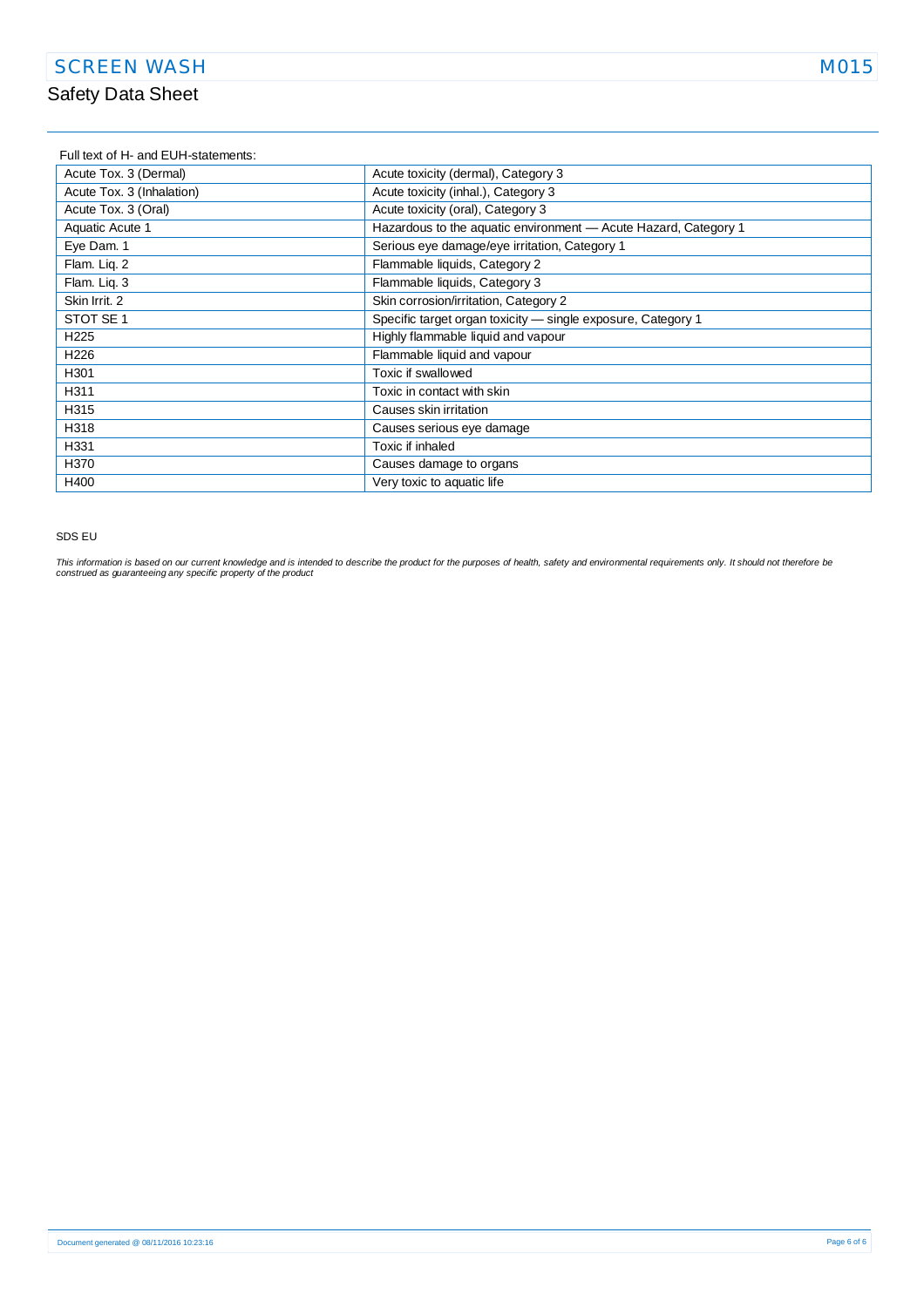Full text of H- and EUH-statements:

| | |
|---|---|
| Acute Tox. 3 (Dermal) | Acute toxicity (dermal), Category 3 |
| Acute Tox. 3 (Inhalation) | Acute toxicity (inhal.), Category 3 |
| Acute Tox. 3 (Oral) | Acute toxicity (oral), Category 3 |
| Aquatic Acute 1 | Hazardous to the aquatic environment — Acute Hazard, Category 1 |
| Eye Dam. 1 | Serious eye damage/eye irritation, Category 1 |
| Flam. Liq. 2 | Flammable liquids, Category 2 |
| Flam. Liq. 3 | Flammable liquids, Category 3 |
| Skin Irrit. 2 | Skin corrosion/irritation, Category 2 |
| STOT SE 1 | Specific target organ toxicity — single exposure, Category 1 |
| H225 | Highly flammable liquid and vapour |
| H226 | Flammable liquid and vapour |
| H301 | Toxic if swallowed |
| H311 | Toxic in contact with skin |
| H315 | Causes skin irritation |
| H318 | Causes serious eye damage |
| H331 | Toxic if inhaled |
| H370 | Causes damage to organs |
| H400 | Very toxic to aquatic life |

SDS EU

*This information is based on our current knowledge and is intended to describe the product for the purposes of health, safety and environmental requirements only. It should not therefore be construed as guaranteeing any specific property of the product*